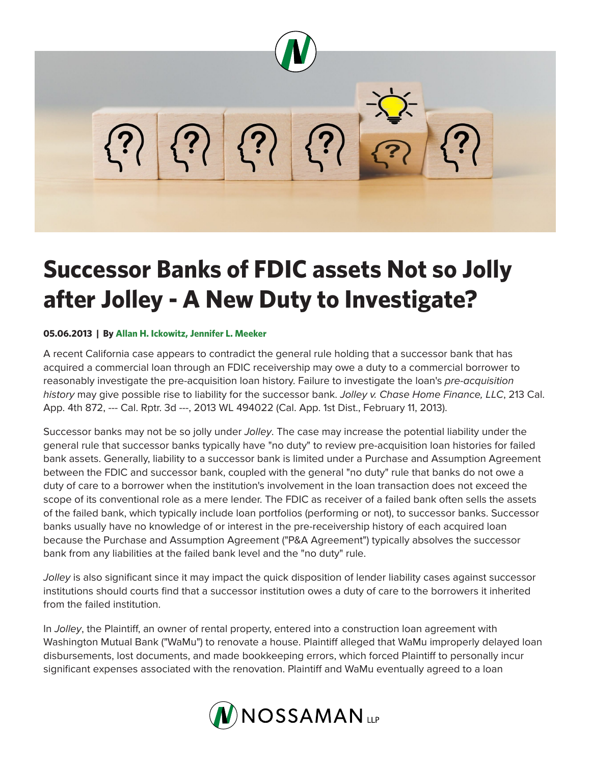# Successor Banks of FDIC assets Not so Jolly after Jolley - A New Duty to Investigate?

**05.06.2013 | By Allan H. Ickowitz, Jennifer L. Meeker**

A recent California case appears to contradict the general rule holding that a successor bank that has acquired a commercial loan through an FDIC receivership may owe a duty to a commercial borrower to reasonably investigate the pre-acquisition loan history. Failure to investigate the loan's *pre-acquisition history* may give possible rise to liability for the successor bank. *Jolley v. Chase Home Finance, LLC*, 213 Cal. App. 4th 872, --- Cal. Rptr. 3d ---, 2013 WL 494022 (Cal. App. 1st Dist., February 11, 2013).

Successor banks may not be so jolly under *Jolley*. The case may increase the potential liability under the general rule that successor banks typically have "no duty" to review pre-acquisition loan histories for failed bank assets. Generally, liability to a successor bank is limited under a Purchase and Assumption Agreement between the FDIC and successor bank, coupled with the general "no duty" rule that banks do not owe a duty of care to a borrower when the institution's involvement in the loan transaction does not exceed the scope of its conventional role as a mere lender. The FDIC as receiver of a failed bank often sells the assets of the failed bank, which typically include loan portfolios (performing or not), to successor banks. Successor banks usually have no knowledge of or interest in the pre-receivership history of each acquired loan because the Purchase and Assumption Agreement ("P&A Agreement") typically absolves the successor bank from any liabilities at the failed bank level and the "no duty" rule.

*Jolley* is also significant since it may impact the quick disposition of lender liability cases against successor institutions should courts find that a successor institution owes a duty of care to the borrowers it inherited from the failed institution.

In *Jolley*, the Plaintiff, an owner of rental property, entered into a construction loan agreement with Washington Mutual Bank ("WaMu") to renovate a house. Plaintiff alleged that WaMu improperly delayed loan disbursements, lost documents, and made bookkeeping errors, which forced Plaintiff to personally incur significant expenses associated with the renovation. Plaintiff and WaMu eventually agreed to a loan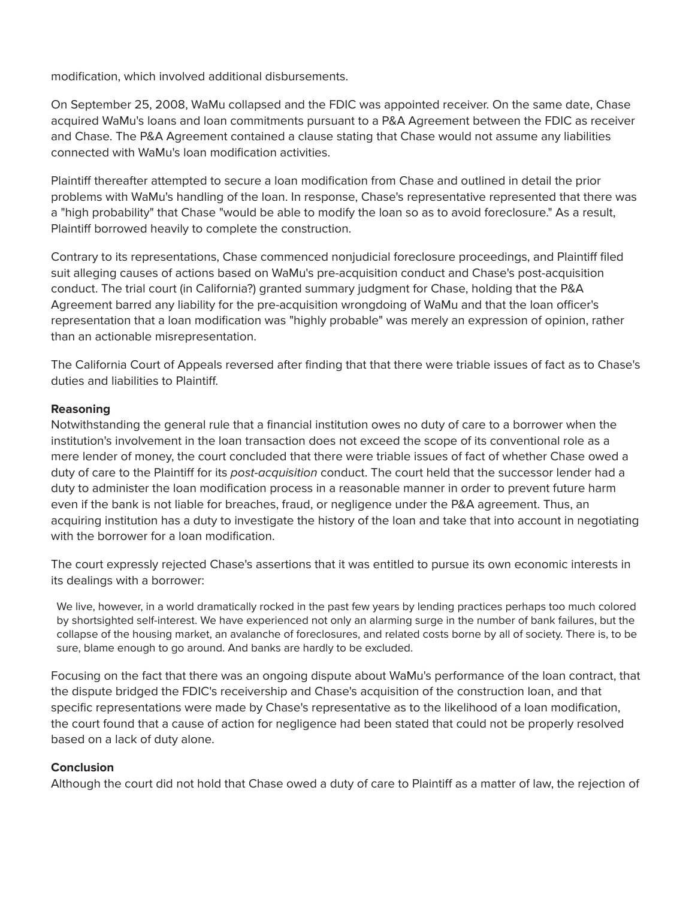modification, which involved additional disbursements.

On September 25, 2008, WaMu collapsed and the FDIC was appointed receiver. On the same date, Chase acquired WaMu's loans and loan commitments pursuant to a P&A Agreement between the FDIC as receiver and Chase. The P&A Agreement contained a clause stating that Chase would not assume any liabilities connected with WaMu's loan modification activities.

Plaintiff thereafter attempted to secure a loan modification from Chase and outlined in detail the prior problems with WaMu's handling of the loan. In response, Chase's representative represented that there was a "high probability" that Chase "would be able to modify the loan so as to avoid foreclosure." As a result, Plaintiff borrowed heavily to complete the construction.

Contrary to its representations, Chase commenced nonjudicial foreclosure proceedings, and Plaintiff filed suit alleging causes of actions based on WaMu's pre-acquisition conduct and Chase's post-acquisition conduct. The trial court (in California?) granted summary judgment for Chase, holding that the P&A Agreement barred any liability for the pre-acquisition wrongdoing of WaMu and that the loan officer's representation that a loan modification was "highly probable" was merely an expression of opinion, rather than an actionable misrepresentation.

The California Court of Appeals reversed after finding that that there were triable issues of fact as to Chase's duties and liabilities to Plaintiff.

**Reasoning**
Notwithstanding the general rule that a financial institution owes no duty of care to a borrower when the institution's involvement in the loan transaction does not exceed the scope of its conventional role as a mere lender of money, the court concluded that there were triable issues of fact of whether Chase owed a duty of care to the Plaintiff for its *post-acquisition* conduct. The court held that the successor lender had a duty to administer the loan modification process in a reasonable manner in order to prevent future harm even if the bank is not liable for breaches, fraud, or negligence under the P&A agreement. Thus, an acquiring institution has a duty to investigate the history of the loan and take that into account in negotiating with the borrower for a loan modification.

The court expressly rejected Chase's assertions that it was entitled to pursue its own economic interests in its dealings with a borrower:

> We live, however, in a world dramatically rocked in the past few years by lending practices perhaps too much colored by shortsighted self-interest. We have experienced not only an alarming surge in the number of bank failures, but the collapse of the housing market, an avalanche of foreclosures, and related costs borne by all of society. There is, to be sure, blame enough to go around. And banks are hardly to be excluded.

Focusing on the fact that there was an ongoing dispute about WaMu's performance of the loan contract, that the dispute bridged the FDIC's receivership and Chase's acquisition of the construction loan, and that specific representations were made by Chase's representative as to the likelihood of a loan modification, the court found that a cause of action for negligence had been stated that could not be properly resolved based on a lack of duty alone.

**Conclusion**
Although the court did not hold that Chase owed a duty of care to Plaintiff as a matter of law, the rejection of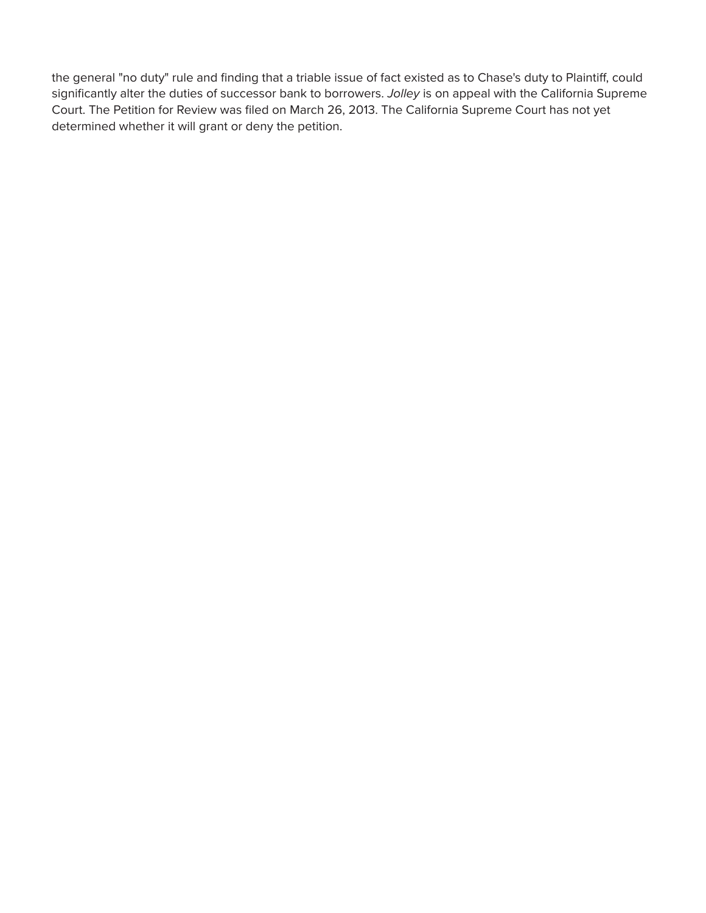the general "no duty" rule and finding that a triable issue of fact existed as to Chase's duty to Plaintiff, could significantly alter the duties of successor bank to borrowers. *Jolley* is on appeal with the California Supreme Court. The Petition for Review was filed on March 26, 2013. The California Supreme Court has not yet determined whether it will grant or deny the petition.